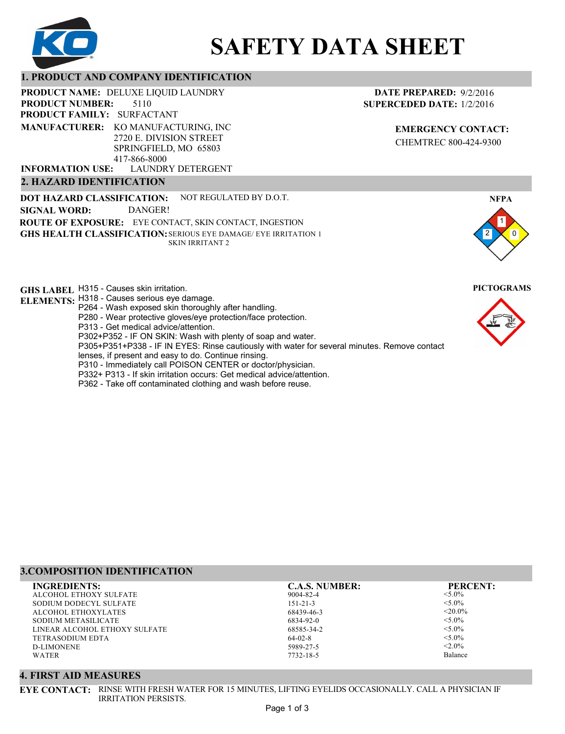# SAFETY DATA SHEET

## 1. PRODUCT AND COMPANY IDENTIFICATION

**PRODUCT NAME:** DELUXE LIQUID LAUNDRY
**PRODUCT NUMBER:** 5110
**PRODUCT FAMILY:** SURFACTANT
**MANUFACTURER:** KO MANUFACTURING, INC
2720 E. DIVISION STREET
SPRINGFIELD, MO 65803
417-866-8000
**INFORMATION USE:** LAUNDRY DETERGENT

**DATE PREPARED:** 9/2/2016
**SUPERCEDED DATE:** 1/2/2016

**EMERGENCY CONTACT:**
CHEMTREC 800-424-9300

## 2. HAZARD IDENTIFICATION

**DOT HAZARD CLASSIFICATION:** NOT REGULATED BY D.O.T.
**SIGNAL WORD:** DANGER!
**ROUTE OF EXPOSURE:** EYE CONTACT, SKIN CONTACT, INGESTION
**GHS HEALTH CLASSIFICATION:** SERIOUS EYE DAMAGE/ EYE IRRITATION 1
SKIN IRRITANT 2

**NFPA:** Health 2, Flammability 1, Reactivity 0

**PICTOGRAMS**

**GHS LABEL ELEMENTS:**
H315 - Causes skin irritation.
H318 - Causes serious eye damage.
P264 - Wash exposed skin thoroughly after handling.
P280 - Wear protective gloves/eye protection/face protection.
P313 - Get medical advice/attention.
P302+P352 - IF ON SKIN: Wash with plenty of soap and water.
P305+P351+P338 - IF IN EYES: Rinse cautiously with water for several minutes. Remove contact lenses, if present and easy to do. Continue rinsing.
P310 - Immediately call POISON CENTER or doctor/physician.
P332+ P313 - If skin irritation occurs: Get medical advice/attention.
P362 - Take off contaminated clothing and wash before reuse.

## 3.COMPOSITION IDENTIFICATION

| INGREDIENTS: | C.A.S. NUMBER: | PERCENT: |
|---|---|---|
| ALCOHOL ETHOXY SULFATE | 9004-82-4 | <5.0% |
| SODIUM DODECYL SULFATE | 151-21-3 | <5.0% |
| ALCOHOL ETHOXYLATES | 68439-46-3 | <20.0% |
| SODIUM METASILICATE | 6834-92-0 | <5.0% |
| LINEAR ALCOHOL ETHOXY SULFATE | 68585-34-2 | <5.0% |
| TETRASODIUM EDTA | 64-02-8 | <5.0% |
| D-LIMONENE | 5989-27-5 | <2.0% |
| WATER | 7732-18-5 | Balance |

## 4. FIRST AID MEASURES

**EYE CONTACT:** RINSE WITH FRESH WATER FOR 15 MINUTES, LIFTING EYELIDS OCCASIONALLY. CALL A PHYSICIAN IF IRRITATION PERSISTS.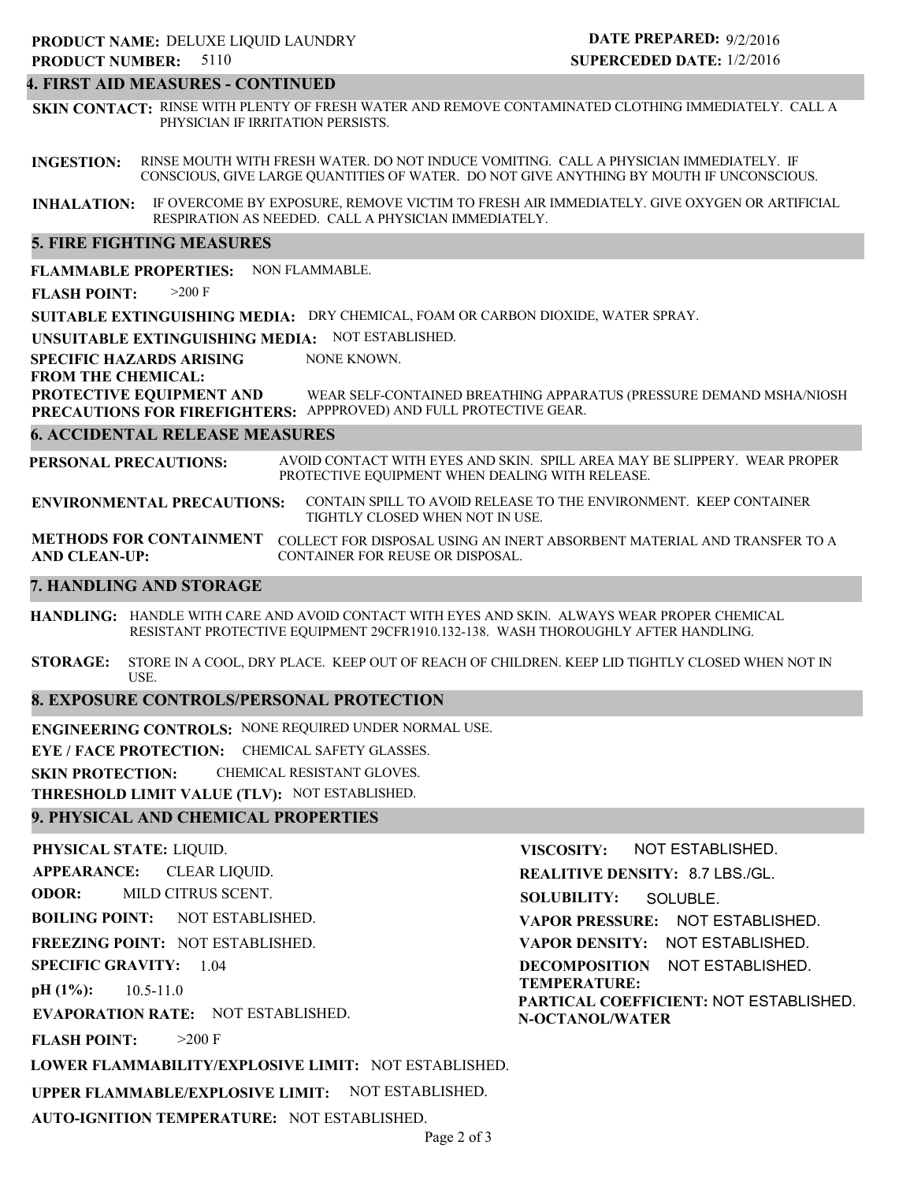**PRODUCT NAME:** DELUXE LIQUID LAUNDRY
**PRODUCT NUMBER:** 5110

**DATE PREPARED:** 9/2/2016
**SUPERCEDED DATE:** 1/2/2016

## 4. FIRST AID MEASURES - CONTINUED

**SKIN CONTACT:** RINSE WITH PLENTY OF FRESH WATER AND REMOVE CONTAMINATED CLOTHING IMMEDIATELY. CALL A PHYSICIAN IF IRRITATION PERSISTS.

**INGESTION:** RINSE MOUTH WITH FRESH WATER. DO NOT INDUCE VOMITING. CALL A PHYSICIAN IMMEDIATELY. IF CONSCIOUS, GIVE LARGE QUANTITIES OF WATER. DO NOT GIVE ANYTHING BY MOUTH IF UNCONSCIOUS.

**INHALATION:** IF OVERCOME BY EXPOSURE, REMOVE VICTIM TO FRESH AIR IMMEDIATELY. GIVE OXYGEN OR ARTIFICIAL RESPIRATION AS NEEDED. CALL A PHYSICIAN IMMEDIATELY.

## 5. FIRE FIGHTING MEASURES

**FLAMMABLE PROPERTIES:** NON FLAMMABLE.

**FLASH POINT:** >200 F

**SUITABLE EXTINGUISHING MEDIA:** DRY CHEMICAL, FOAM OR CARBON DIOXIDE, WATER SPRAY.

**UNSUITABLE EXTINGUISHING MEDIA:** NOT ESTABLISHED.

**SPECIFIC HAZARDS ARISING FROM THE CHEMICAL:** NONE KNOWN.

**PROTECTIVE EQUIPMENT AND PRECAUTIONS FOR FIREFIGHTERS:** WEAR SELF-CONTAINED BREATHING APPARATUS (PRESSURE DEMAND MSHA/NIOSH APPPROVED) AND FULL PROTECTIVE GEAR.

## 6. ACCIDENTAL RELEASE MEASURES

**PERSONAL PRECAUTIONS:** AVOID CONTACT WITH EYES AND SKIN. SPILL AREA MAY BE SLIPPERY. WEAR PROPER PROTECTIVE EQUIPMENT WHEN DEALING WITH RELEASE.

**ENVIRONMENTAL PRECAUTIONS:** CONTAIN SPILL TO AVOID RELEASE TO THE ENVIRONMENT. KEEP CONTAINER TIGHTLY CLOSED WHEN NOT IN USE.

**METHODS FOR CONTAINMENT AND CLEAN-UP:** COLLECT FOR DISPOSAL USING AN INERT ABSORBENT MATERIAL AND TRANSFER TO A CONTAINER FOR REUSE OR DISPOSAL.

## 7. HANDLING AND STORAGE

**HANDLING:** HANDLE WITH CARE AND AVOID CONTACT WITH EYES AND SKIN. ALWAYS WEAR PROPER CHEMICAL RESISTANT PROTECTIVE EQUIPMENT 29CFR1910.132-138. WASH THOROUGHLY AFTER HANDLING.

**STORAGE:** STORE IN A COOL, DRY PLACE. KEEP OUT OF REACH OF CHILDREN. KEEP LID TIGHTLY CLOSED WHEN NOT IN USE.

## 8. EXPOSURE CONTROLS/PERSONAL PROTECTION

**ENGINEERING CONTROLS:** NONE REQUIRED UNDER NORMAL USE.

**EYE / FACE PROTECTION:** CHEMICAL SAFETY GLASSES.

**SKIN PROTECTION:** CHEMICAL RESISTANT GLOVES.

**THRESHOLD LIMIT VALUE (TLV):** NOT ESTABLISHED.

## 9. PHYSICAL AND CHEMICAL PROPERTIES

**PHYSICAL STATE:** LIQUID.

**APPEARANCE:** CLEAR LIQUID.

**ODOR:** MILD CITRUS SCENT.

**BOILING POINT:** NOT ESTABLISHED.

**FREEZING POINT:** NOT ESTABLISHED.

**SPECIFIC GRAVITY:** 1.04

**pH (1%):** 10.5-11.0

**EVAPORATION RATE:** NOT ESTABLISHED.

**FLASH POINT:** >200 F

**LOWER FLAMMABILITY/EXPLOSIVE LIMIT:** NOT ESTABLISHED.

**UPPER FLAMMABLE/EXPLOSIVE LIMIT:** NOT ESTABLISHED.

**AUTO-IGNITION TEMPERATURE:** NOT ESTABLISHED.

**VISCOSITY:** NOT ESTABLISHED.

**REALITIVE DENSITY:** 8.7 LBS./GL.

**SOLUBILITY:** SOLUBLE.

**VAPOR PRESSURE:** NOT ESTABLISHED.

**VAPOR DENSITY:** NOT ESTABLISHED.

**DECOMPOSITION TEMPERATURE:** NOT ESTABLISHED.

**PARTICAL COEFFICIENT: N-OCTANOL/WATER** NOT ESTABLISHED.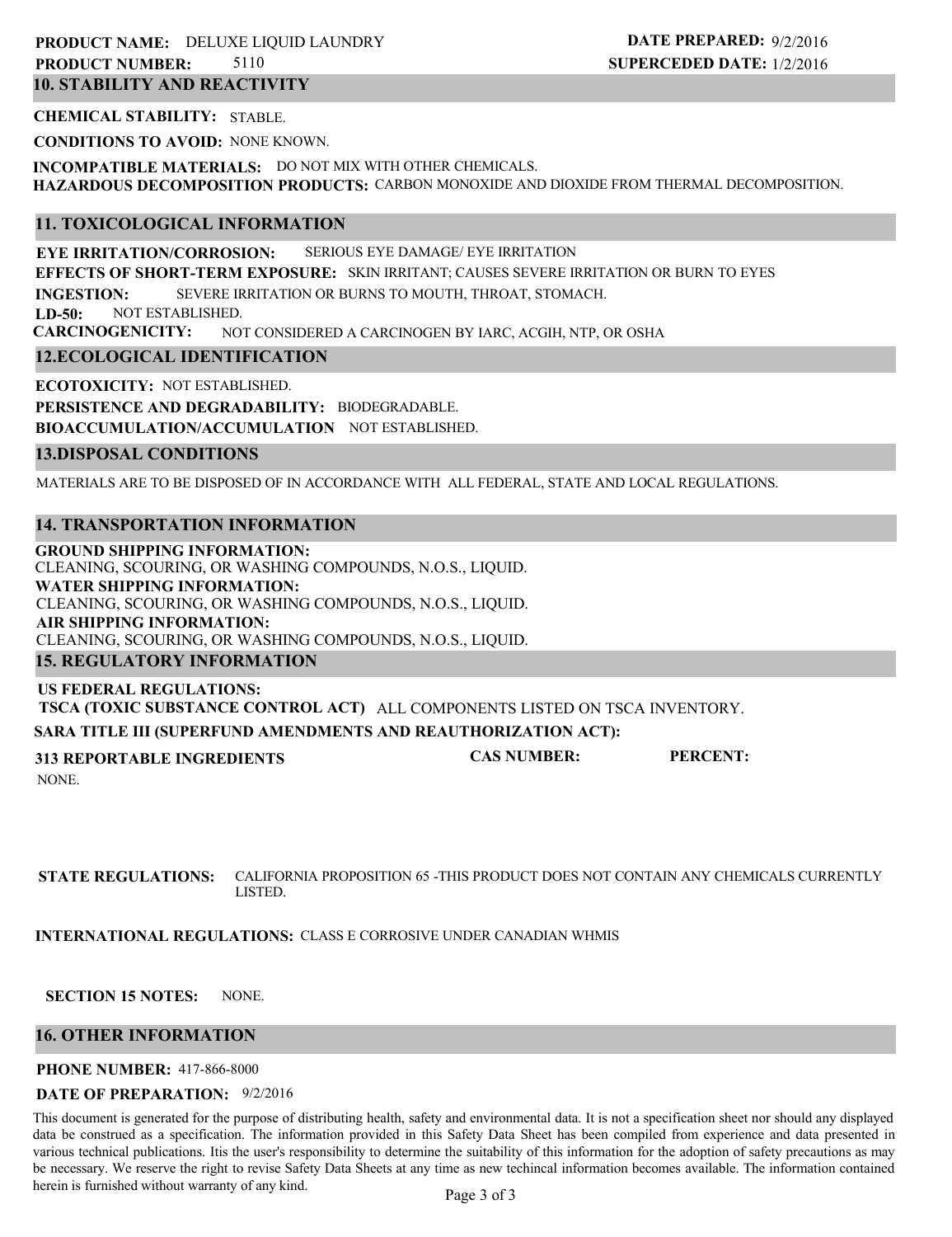**PRODUCT NAME:** DELUXE LIQUID LAUNDRY
**PRODUCT NUMBER:** 5110

**DATE PREPARED:** 9/2/2016
**SUPERCEDED DATE:** 1/2/2016

## 10. STABILITY AND REACTIVITY

**CHEMICAL STABILITY:** STABLE.

**CONDITIONS TO AVOID:** NONE KNOWN.

**INCOMPATIBLE MATERIALS:** DO NOT MIX WITH OTHER CHEMICALS.

**HAZARDOUS DECOMPOSITION PRODUCTS:** CARBON MONOXIDE AND DIOXIDE FROM THERMAL DECOMPOSITION.

## 11. TOXICOLOGICAL INFORMATION

**EYE IRRITATION/CORROSION:** SERIOUS EYE DAMAGE/ EYE IRRITATION

**EFFECTS OF SHORT-TERM EXPOSURE:** SKIN IRRITANT; CAUSES SEVERE IRRITATION OR BURN TO EYES

**INGESTION:** SEVERE IRRITATION OR BURNS TO MOUTH, THROAT, STOMACH.

**LD-50:** NOT ESTABLISHED.

**CARCINOGENICITY:** NOT CONSIDERED A CARCINOGEN BY IARC, ACGIH, NTP, OR OSHA

## 12.ECOLOGICAL IDENTIFICATION

**ECOTOXICITY:** NOT ESTABLISHED.

**PERSISTENCE AND DEGRADABILITY:** BIODEGRADABLE.

**BIOACCUMULATION/ACCUMULATION** NOT ESTABLISHED.

## 13.DISPOSAL CONDITIONS

MATERIALS ARE TO BE DISPOSED OF IN ACCORDANCE WITH ALL FEDERAL, STATE AND LOCAL REGULATIONS.

## 14. TRANSPORTATION INFORMATION

**GROUND SHIPPING INFORMATION:**
CLEANING, SCOURING, OR WASHING COMPOUNDS, N.O.S., LIQUID.

**WATER SHIPPING INFORMATION:**
CLEANING, SCOURING, OR WASHING COMPOUNDS, N.O.S., LIQUID.

**AIR SHIPPING INFORMATION:**
CLEANING, SCOURING, OR WASHING COMPOUNDS, N.O.S., LIQUID.

## 15. REGULATORY INFORMATION

**US FEDERAL REGULATIONS:**

**TSCA (TOXIC SUBSTANCE CONTROL ACT)** ALL COMPONENTS LISTED ON TSCA INVENTORY.

**SARA TITLE III (SUPERFUND AMENDMENTS AND REAUTHORIZATION ACT):**

| 313 REPORTABLE INGREDIENTS | CAS NUMBER: | PERCENT: |
| --- | --- | --- |
| NONE. | | |

**STATE REGULATIONS:** CALIFORNIA PROPOSITION 65 -THIS PRODUCT DOES NOT CONTAIN ANY CHEMICALS CURRENTLY LISTED.

**INTERNATIONAL REGULATIONS:** CLASS E CORROSIVE UNDER CANADIAN WHMIS

**SECTION 15 NOTES:** NONE.

## 16. OTHER INFORMATION

**PHONE NUMBER:** 417-866-8000

**DATE OF PREPARATION:** 9/2/2016

This document is generated for the purpose of distributing health, safety and environmental data. It is not a specification sheet nor should any displayed data be construed as a specification. The information provided in this Safety Data Sheet has been compiled from experience and data presented in various technical publications. Itis the user's responsibility to determine the suitability of this information for the adoption of safety precautions as may be necessary. We reserve the right to revise Safety Data Sheets at any time as new techincal information becomes available. The information contained herein is furnished without warranty of any kind.